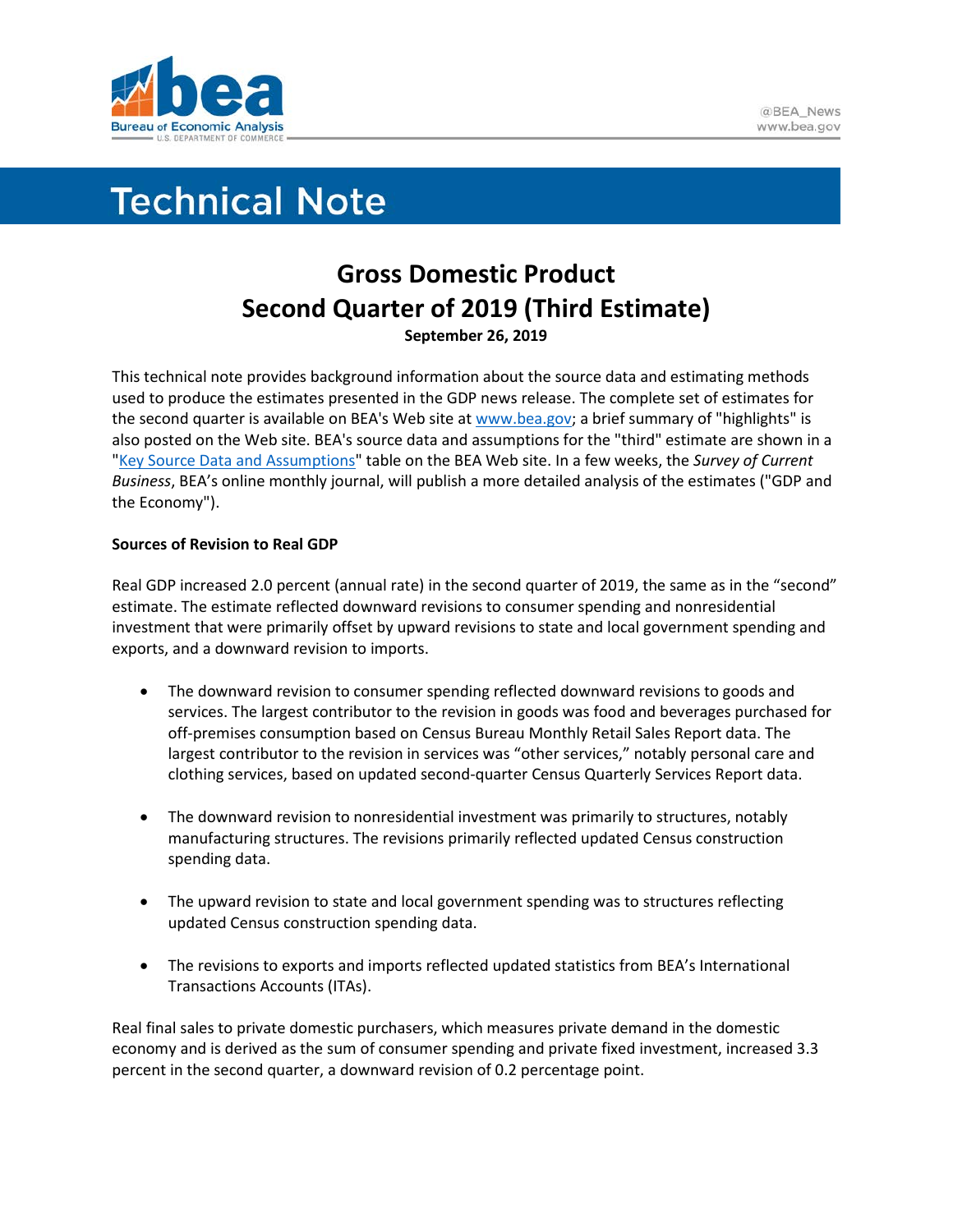# Technical Note

## Gross Domestic Product
## Second Quarter of 2019 (Third Estimate)

**September 26, 2019**

This technical note provides background information about the source data and estimating methods used to produce the estimates presented in the GDP news release. The complete set of estimates for the second quarter is available on BEA's Web site at www.bea.gov; a brief summary of "highlights" is also posted on the Web site. BEA's source data and assumptions for the "third" estimate are shown in a "Key Source Data and Assumptions" table on the BEA Web site. In a few weeks, the *Survey of Current Business*, BEA's online monthly journal, will publish a more detailed analysis of the estimates ("GDP and the Economy").

**Sources of Revision to Real GDP**

Real GDP increased 2.0 percent (annual rate) in the second quarter of 2019, the same as in the "second" estimate. The estimate reflected downward revisions to consumer spending and nonresidential investment that were primarily offset by upward revisions to state and local government spending and exports, and a downward revision to imports.

- The downward revision to consumer spending reflected downward revisions to goods and services. The largest contributor to the revision in goods was food and beverages purchased for off-premises consumption based on Census Bureau Monthly Retail Sales Report data. The largest contributor to the revision in services was "other services," notably personal care and clothing services, based on updated second-quarter Census Quarterly Services Report data.

- The downward revision to nonresidential investment was primarily to structures, notably manufacturing structures. The revisions primarily reflected updated Census construction spending data.

- The upward revision to state and local government spending was to structures reflecting updated Census construction spending data.

- The revisions to exports and imports reflected updated statistics from BEA's International Transactions Accounts (ITAs).

Real final sales to private domestic purchasers, which measures private demand in the domestic economy and is derived as the sum of consumer spending and private fixed investment, increased 3.3 percent in the second quarter, a downward revision of 0.2 percentage point.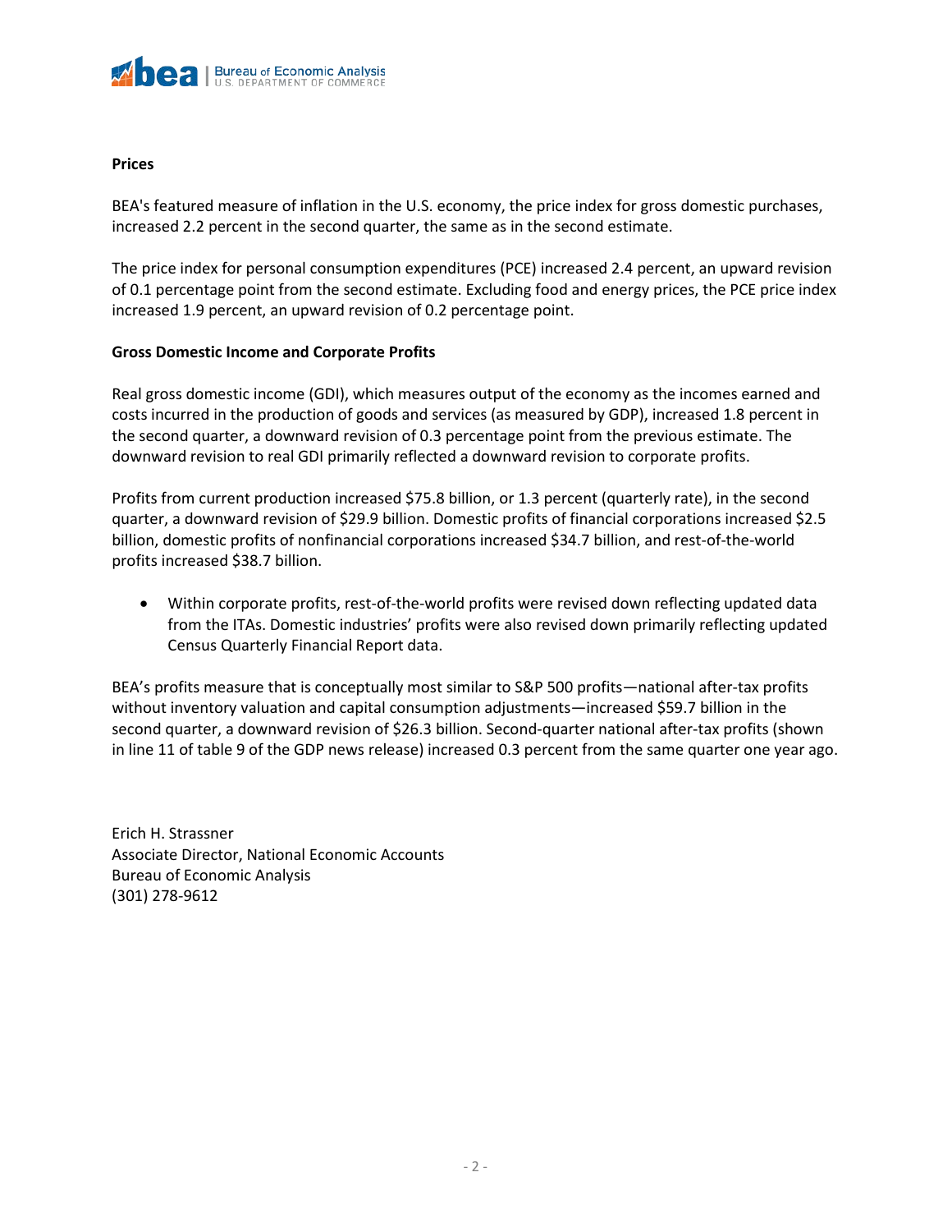**Prices**

BEA's featured measure of inflation in the U.S. economy, the price index for gross domestic purchases, increased 2.2 percent in the second quarter, the same as in the second estimate.

The price index for personal consumption expenditures (PCE) increased 2.4 percent, an upward revision of 0.1 percentage point from the second estimate. Excluding food and energy prices, the PCE price index increased 1.9 percent, an upward revision of 0.2 percentage point.

**Gross Domestic Income and Corporate Profits**

Real gross domestic income (GDI), which measures output of the economy as the incomes earned and costs incurred in the production of goods and services (as measured by GDP), increased 1.8 percent in the second quarter, a downward revision of 0.3 percentage point from the previous estimate. The downward revision to real GDI primarily reflected a downward revision to corporate profits.

Profits from current production increased $75.8 billion, or 1.3 percent (quarterly rate), in the second quarter, a downward revision of $29.9 billion. Domestic profits of financial corporations increased $2.5 billion, domestic profits of nonfinancial corporations increased $34.7 billion, and rest-of-the-world profits increased $38.7 billion.

- Within corporate profits, rest-of-the-world profits were revised down reflecting updated data from the ITAs. Domestic industries' profits were also revised down primarily reflecting updated Census Quarterly Financial Report data.

BEA's profits measure that is conceptually most similar to S&P 500 profits—national after-tax profits without inventory valuation and capital consumption adjustments—increased $59.7 billion in the second quarter, a downward revision of $26.3 billion. Second-quarter national after-tax profits (shown in line 11 of table 9 of the GDP news release) increased 0.3 percent from the same quarter one year ago.

Erich H. Strassner
Associate Director, National Economic Accounts
Bureau of Economic Analysis
(301) 278-9612